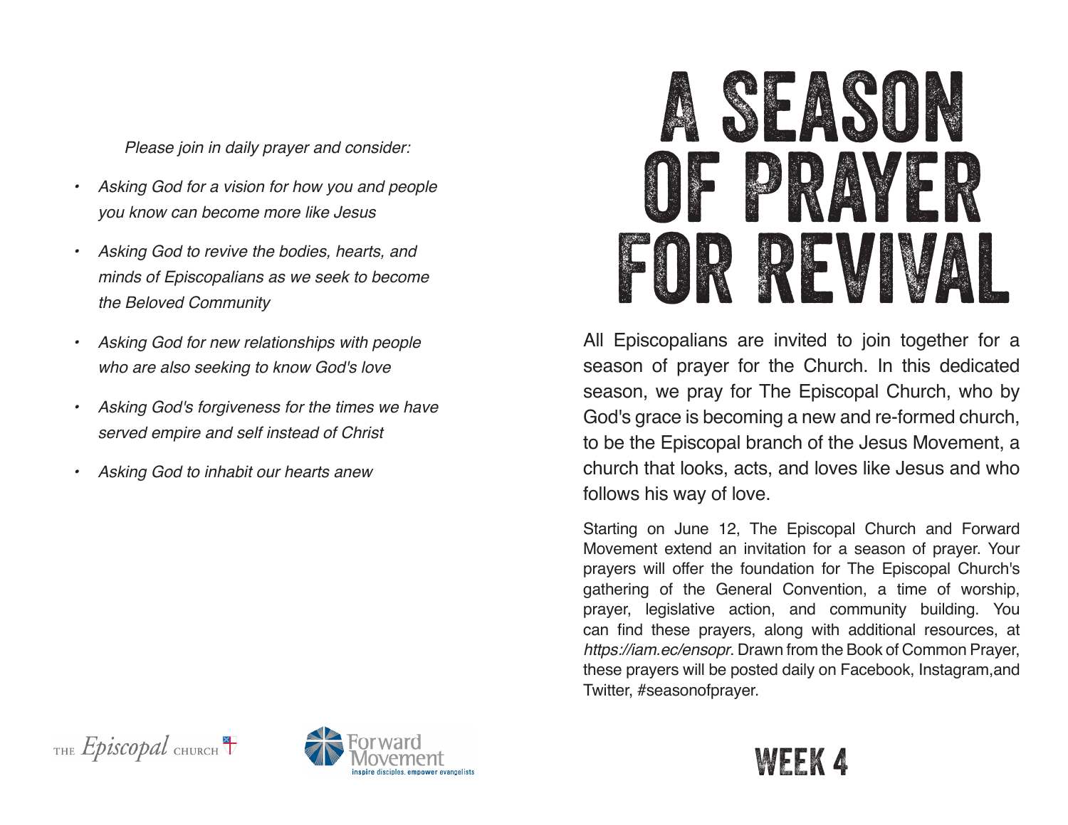*Please join in daily prayer and consider:*

- *Asking God for a vision for how you and people you know can become more like Jesus*
- *Asking God to revive the bodies, hearts, and minds of Episcopalians as we seek to become the Beloved Community*
- *Asking God for new relationships with people who are also seeking to know God's love*
- *Asking God's forgiveness for the times we have served empire and self instead of Christ*
- *Asking God to inhabit our hearts anew*

THE *Episcopal* CHURCH

Forward Movement
inspire disciples. empower evangelists

# A SEASON OF PRAYER FOR REVIVAL

All Episcopalians are invited to join together for a season of prayer for the Church. In this dedicated season, we pray for The Episcopal Church, who by God's grace is becoming a new and re-formed church, to be the Episcopal branch of the Jesus Movement, a church that looks, acts, and loves like Jesus and who follows his way of love.

Starting on June 12, The Episcopal Church and Forward Movement extend an invitation for a season of prayer. Your prayers will offer the foundation for The Episcopal Church's gathering of the General Convention, a time of worship, prayer, legislative action, and community building. You can find these prayers, along with additional resources, at *https://iam.ec/ensopr*. Drawn from the Book of Common Prayer, these prayers will be posted daily on Facebook, Instagram,and Twitter, #seasonofprayer.

## WEEK 4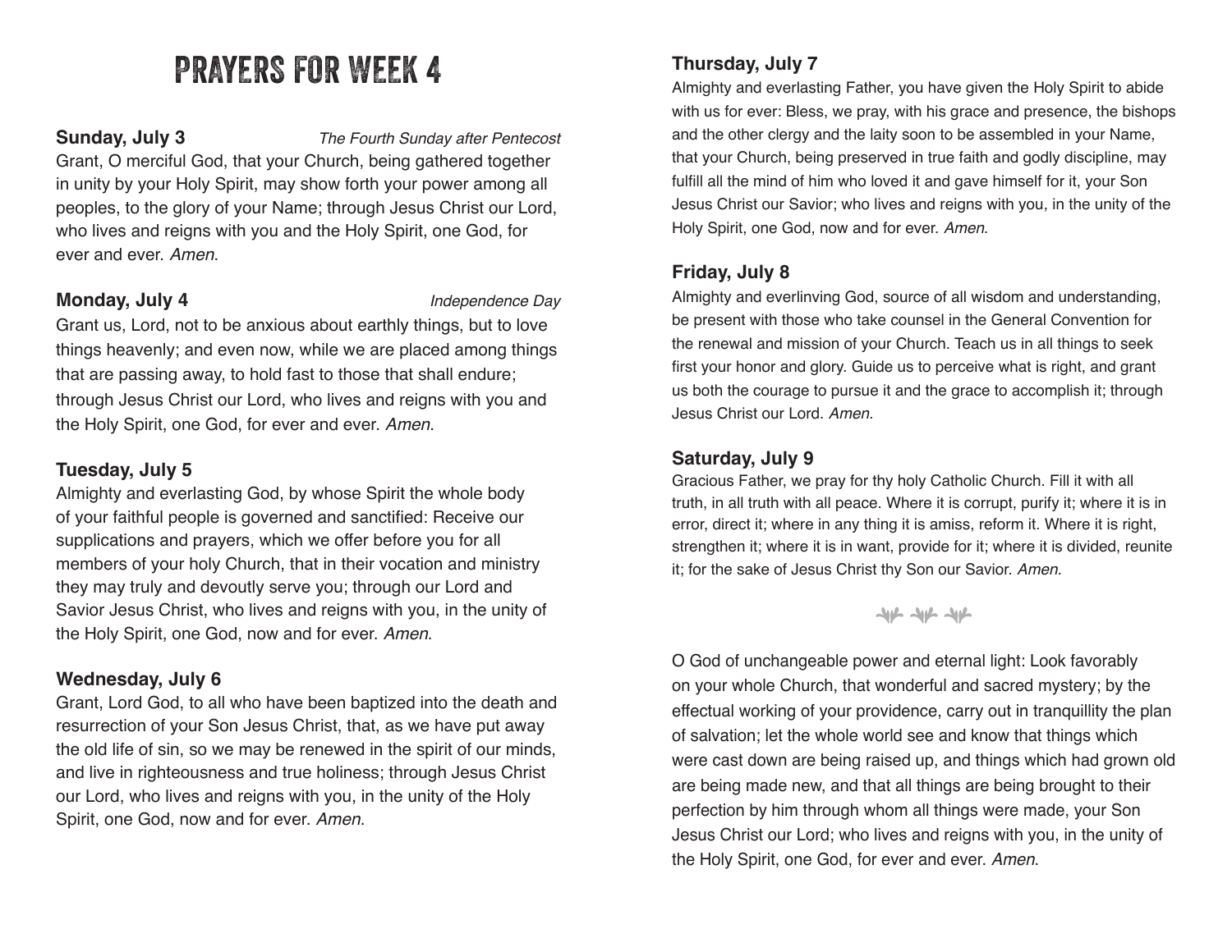# PRAYERS FOR WEEK 4

**Sunday, July 3** *The Fourth Sunday after Pentecost*

Grant, O merciful God, that your Church, being gathered together in unity by your Holy Spirit, may show forth your power among all peoples, to the glory of your Name; through Jesus Christ our Lord, who lives and reigns with you and the Holy Spirit, one God, for ever and ever. *Amen.*

**Monday, July 4** *Independence Day*

Grant us, Lord, not to be anxious about earthly things, but to love things heavenly; and even now, while we are placed among things that are passing away, to hold fast to those that shall endure; through Jesus Christ our Lord, who lives and reigns with you and the Holy Spirit, one God, for ever and ever. *Amen*.

**Tuesday, July 5**

Almighty and everlasting God, by whose Spirit the whole body of your faithful people is governed and sanctified: Receive our supplications and prayers, which we offer before you for all members of your holy Church, that in their vocation and ministry they may truly and devoutly serve you; through our Lord and Savior Jesus Christ, who lives and reigns with you, in the unity of the Holy Spirit, one God, now and for ever. *Amen*.

**Wednesday, July 6**

Grant, Lord God, to all who have been baptized into the death and resurrection of your Son Jesus Christ, that, as we have put away the old life of sin, so we may be renewed in the spirit of our minds, and live in righteousness and true holiness; through Jesus Christ our Lord, who lives and reigns with you, in the unity of the Holy Spirit, one God, now and for ever. *Amen*.

**Thursday, July 7**

Almighty and everlasting Father, you have given the Holy Spirit to abide with us for ever: Bless, we pray, with his grace and presence, the bishops and the other clergy and the laity soon to be assembled in your Name, that your Church, being preserved in true faith and godly discipline, may fulfill all the mind of him who loved it and gave himself for it, your Son Jesus Christ our Savior; who lives and reigns with you, in the unity of the Holy Spirit, one God, now and for ever. *Amen*.

**Friday, July 8**

Almighty and everlinving God, source of all wisdom and understanding, be present with those who take counsel in the General Convention for the renewal and mission of your Church. Teach us in all things to seek first your honor and glory. Guide us to perceive what is right, and grant us both the courage to pursue it and the grace to accomplish it; through Jesus Christ our Lord. *Amen.*

**Saturday, July 9**

Gracious Father, we pray for thy holy Catholic Church. Fill it with all truth, in all truth with all peace. Where it is corrupt, purify it; where it is in error, direct it; where in any thing it is amiss, reform it. Where it is right, strengthen it; where it is in want, provide for it; where it is divided, reunite it; for the sake of Jesus Christ thy Son our Savior. *Amen.*

O God of unchangeable power and eternal light: Look favorably on your whole Church, that wonderful and sacred mystery; by the effectual working of your providence, carry out in tranquillity the plan of salvation; let the whole world see and know that things which were cast down are being raised up, and things which had grown old are being made new, and that all things are being brought to their perfection by him through whom all things were made, your Son Jesus Christ our Lord; who lives and reigns with you, in the unity of the Holy Spirit, one God, for ever and ever. *Amen*.